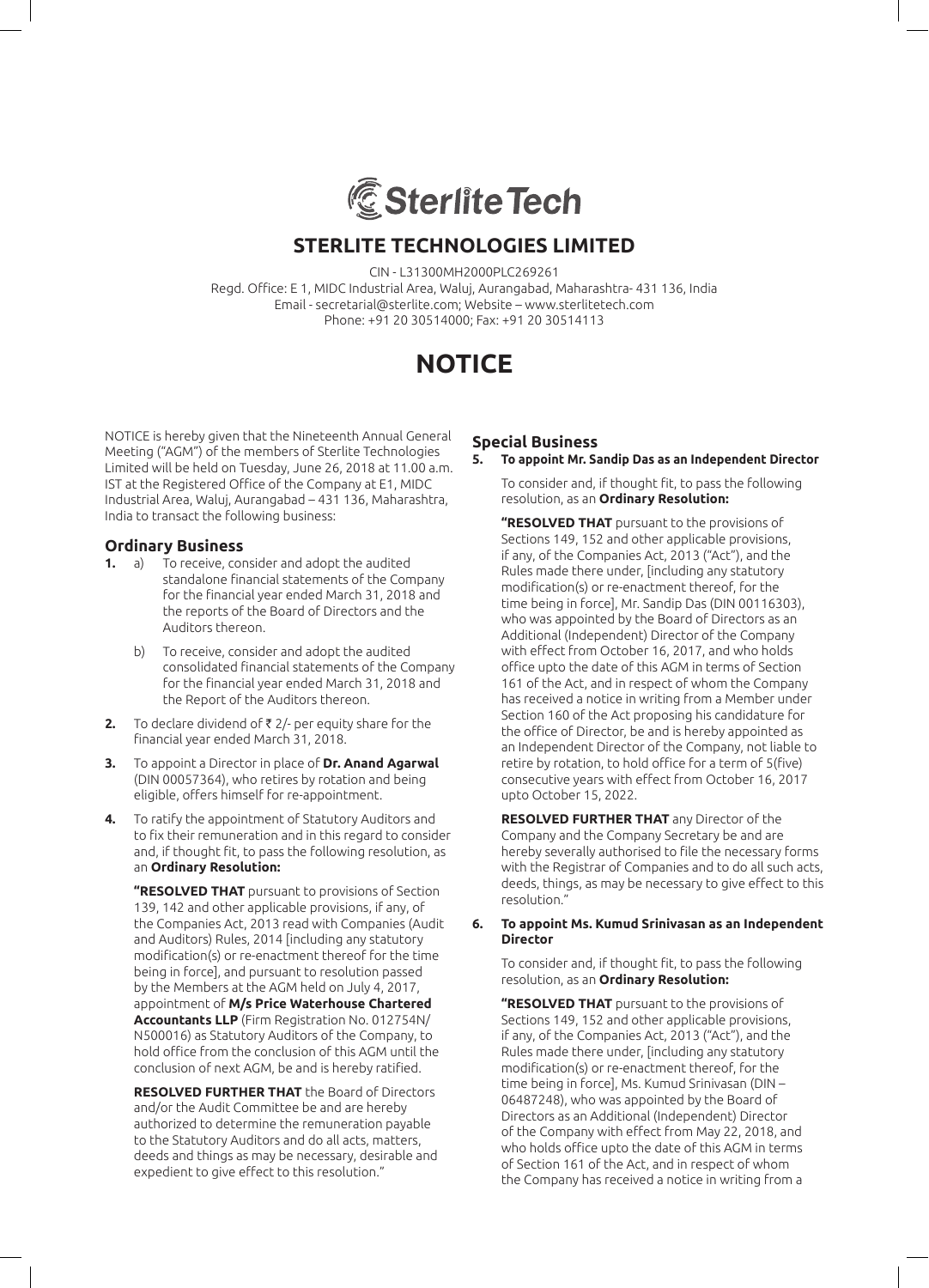# STERLITE TECHNOLOGIES LIMITED

CIN - L31300MH2000PLC269261
Regd. Office: E 1, MIDC Industrial Area, Waluj, Aurangabad, Maharashtra- 431 136, India
Email - secretarial@sterlite.com; Website – www.sterlitetech.com
Phone: +91 20 30514000; Fax: +91 20 30514113

# NOTICE

NOTICE is hereby given that the Nineteenth Annual General Meeting ("AGM") of the members of Sterlite Technologies Limited will be held on Tuesday, June 26, 2018 at 11.00 a.m. IST at the Registered Office of the Company at E1, MIDC Industrial Area, Waluj, Aurangabad – 431 136, Maharashtra, India to transact the following business:

## Ordinary Business

**1.** a) To receive, consider and adopt the audited standalone financial statements of the Company for the financial year ended March 31, 2018 and the reports of the Board of Directors and the Auditors thereon.

b) To receive, consider and adopt the audited consolidated financial statements of the Company for the financial year ended March 31, 2018 and the Report of the Auditors thereon.

**2.** To declare dividend of ₹ 2/- per equity share for the financial year ended March 31, 2018.

**3.** To appoint a Director in place of **Dr. Anand Agarwal** (DIN 00057364), who retires by rotation and being eligible, offers himself for re-appointment.

**4.** To ratify the appointment of Statutory Auditors and to fix their remuneration and in this regard to consider and, if thought fit, to pass the following resolution, as an **Ordinary Resolution:**

**"RESOLVED THAT** pursuant to provisions of Section 139, 142 and other applicable provisions, if any, of the Companies Act, 2013 read with Companies (Audit and Auditors) Rules, 2014 [including any statutory modification(s) or re-enactment thereof for the time being in force], and pursuant to resolution passed by the Members at the AGM held on July 4, 2017, appointment of **M/s Price Waterhouse Chartered Accountants LLP** (Firm Registration No. 012754N/ N500016) as Statutory Auditors of the Company, to hold office from the conclusion of this AGM until the conclusion of next AGM, be and is hereby ratified.

**RESOLVED FURTHER THAT** the Board of Directors and/or the Audit Committee be and are hereby authorized to determine the remuneration payable to the Statutory Auditors and do all acts, matters, deeds and things as may be necessary, desirable and expedient to give effect to this resolution."

## Special Business

**5. To appoint Mr. Sandip Das as an Independent Director**

To consider and, if thought fit, to pass the following resolution, as an **Ordinary Resolution:**

**"RESOLVED THAT** pursuant to the provisions of Sections 149, 152 and other applicable provisions, if any, of the Companies Act, 2013 ("Act"), and the Rules made there under, [including any statutory modification(s) or re-enactment thereof, for the time being in force], Mr. Sandip Das (DIN 00116303), who was appointed by the Board of Directors as an Additional (Independent) Director of the Company with effect from October 16, 2017, and who holds office upto the date of this AGM in terms of Section 161 of the Act, and in respect of whom the Company has received a notice in writing from a Member under Section 160 of the Act proposing his candidature for the office of Director, be and is hereby appointed as an Independent Director of the Company, not liable to retire by rotation, to hold office for a term of 5(five) consecutive years with effect from October 16, 2017 upto October 15, 2022.

**RESOLVED FURTHER THAT** any Director of the Company and the Company Secretary be and are hereby severally authorised to file the necessary forms with the Registrar of Companies and to do all such acts, deeds, things, as may be necessary to give effect to this resolution."

**6. To appoint Ms. Kumud Srinivasan as an Independent Director**

To consider and, if thought fit, to pass the following resolution, as an **Ordinary Resolution:**

**"RESOLVED THAT** pursuant to the provisions of Sections 149, 152 and other applicable provisions, if any, of the Companies Act, 2013 ("Act"), and the Rules made there under, [including any statutory modification(s) or re-enactment thereof, for the time being in force], Ms. Kumud Srinivasan (DIN – 06487248), who was appointed by the Board of Directors as an Additional (Independent) Director of the Company with effect from May 22, 2018, and who holds office upto the date of this AGM in terms of Section 161 of the Act, and in respect of whom the Company has received a notice in writing from a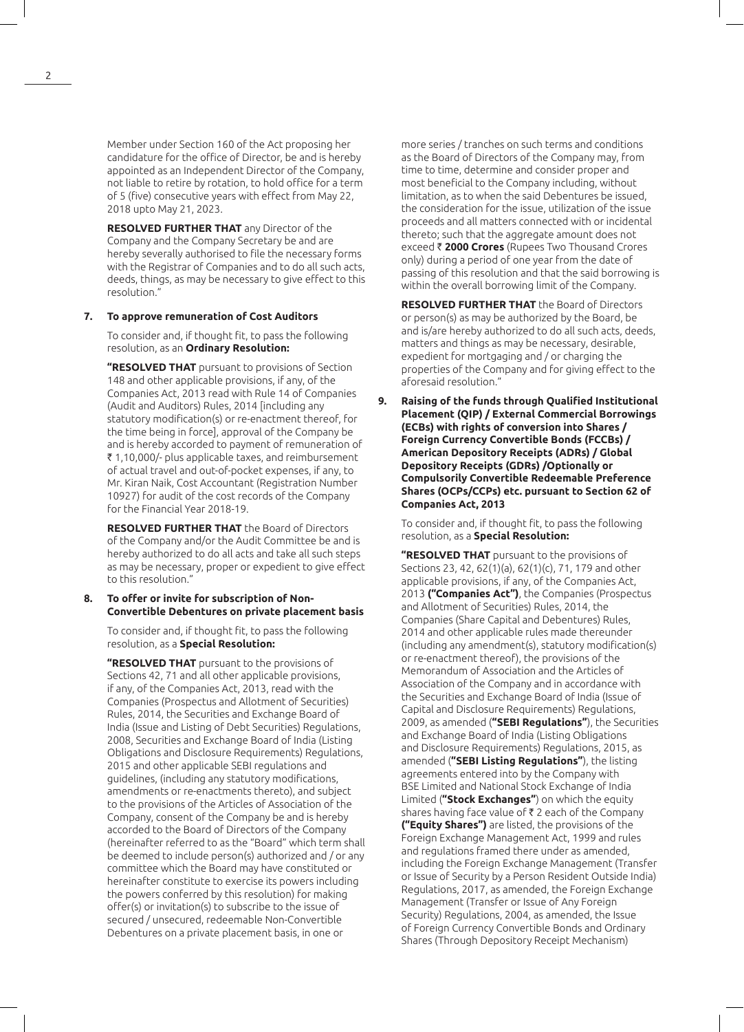Member under Section 160 of the Act proposing her candidature for the office of Director, be and is hereby appointed as an Independent Director of the Company, not liable to retire by rotation, to hold office for a term of 5 (five) consecutive years with effect from May 22, 2018 upto May 21, 2023.

**RESOLVED FURTHER THAT** any Director of the Company and the Company Secretary be and are hereby severally authorised to file the necessary forms with the Registrar of Companies and to do all such acts, deeds, things, as may be necessary to give effect to this resolution."

**7. To approve remuneration of Cost Auditors**

To consider and, if thought fit, to pass the following resolution, as an **Ordinary Resolution:**

**"RESOLVED THAT** pursuant to provisions of Section 148 and other applicable provisions, if any, of the Companies Act, 2013 read with Rule 14 of Companies (Audit and Auditors) Rules, 2014 [including any statutory modification(s) or re-enactment thereof, for the time being in force], approval of the Company be and is hereby accorded to payment of remuneration of ₹ 1,10,000/- plus applicable taxes, and reimbursement of actual travel and out-of-pocket expenses, if any, to Mr. Kiran Naik, Cost Accountant (Registration Number 10927) for audit of the cost records of the Company for the Financial Year 2018-19.

**RESOLVED FURTHER THAT** the Board of Directors of the Company and/or the Audit Committee be and is hereby authorized to do all acts and take all such steps as may be necessary, proper or expedient to give effect to this resolution."

**8. To offer or invite for subscription of Non-Convertible Debentures on private placement basis**

To consider and, if thought fit, to pass the following resolution, as a **Special Resolution:**

**"RESOLVED THAT** pursuant to the provisions of Sections 42, 71 and all other applicable provisions, if any, of the Companies Act, 2013, read with the Companies (Prospectus and Allotment of Securities) Rules, 2014, the Securities and Exchange Board of India (Issue and Listing of Debt Securities) Regulations, 2008, Securities and Exchange Board of India (Listing Obligations and Disclosure Requirements) Regulations, 2015 and other applicable SEBI regulations and guidelines, (including any statutory modifications, amendments or re-enactments thereto), and subject to the provisions of the Articles of Association of the Company, consent of the Company be and is hereby accorded to the Board of Directors of the Company (hereinafter referred to as the "Board" which term shall be deemed to include person(s) authorized and / or any committee which the Board may have constituted or hereinafter constitute to exercise its powers including the powers conferred by this resolution) for making offer(s) or invitation(s) to subscribe to the issue of secured / unsecured, redeemable Non-Convertible Debentures on a private placement basis, in one or more series / tranches on such terms and conditions as the Board of Directors of the Company may, from time to time, determine and consider proper and most beneficial to the Company including, without limitation, as to when the said Debentures be issued, the consideration for the issue, utilization of the issue proceeds and all matters connected with or incidental thereto; such that the aggregate amount does not exceed ₹ **2000 Crores** (Rupees Two Thousand Crores only) during a period of one year from the date of passing of this resolution and that the said borrowing is within the overall borrowing limit of the Company.

**RESOLVED FURTHER THAT** the Board of Directors or person(s) as may be authorized by the Board, be and is/are hereby authorized to do all such acts, deeds, matters and things as may be necessary, desirable, expedient for mortgaging and / or charging the properties of the Company and for giving effect to the aforesaid resolution."

**9. Raising of the funds through Qualified Institutional Placement (QIP) / External Commercial Borrowings (ECBs) with rights of conversion into Shares / Foreign Currency Convertible Bonds (FCCBs) / American Depository Receipts (ADRs) / Global Depository Receipts (GDRs) /Optionally or Compulsorily Convertible Redeemable Preference Shares (OCPs/CCPs) etc. pursuant to Section 62 of Companies Act, 2013**

To consider and, if thought fit, to pass the following resolution, as a **Special Resolution:**

**"RESOLVED THAT** pursuant to the provisions of Sections 23, 42, 62(1)(a), 62(1)(c), 71, 179 and other applicable provisions, if any, of the Companies Act, 2013 **("Companies Act")**, the Companies (Prospectus and Allotment of Securities) Rules, 2014, the Companies (Share Capital and Debentures) Rules, 2014 and other applicable rules made thereunder (including any amendment(s), statutory modification(s) or re-enactment thereof), the provisions of the Memorandum of Association and the Articles of Association of the Company and in accordance with the Securities and Exchange Board of India (Issue of Capital and Disclosure Requirements) Regulations, 2009, as amended (**"SEBI Regulations"**), the Securities and Exchange Board of India (Listing Obligations and Disclosure Requirements) Regulations, 2015, as amended (**"SEBI Listing Regulations"**), the listing agreements entered into by the Company with BSE Limited and National Stock Exchange of India Limited (**"Stock Exchanges"**) on which the equity shares having face value of ₹ 2 each of the Company **("Equity Shares")** are listed, the provisions of the Foreign Exchange Management Act, 1999 and rules and regulations framed there under as amended, including the Foreign Exchange Management (Transfer or Issue of Security by a Person Resident Outside India) Regulations, 2017, as amended, the Foreign Exchange Management (Transfer or Issue of Any Foreign Security) Regulations, 2004, as amended, the Issue of Foreign Currency Convertible Bonds and Ordinary Shares (Through Depository Receipt Mechanism)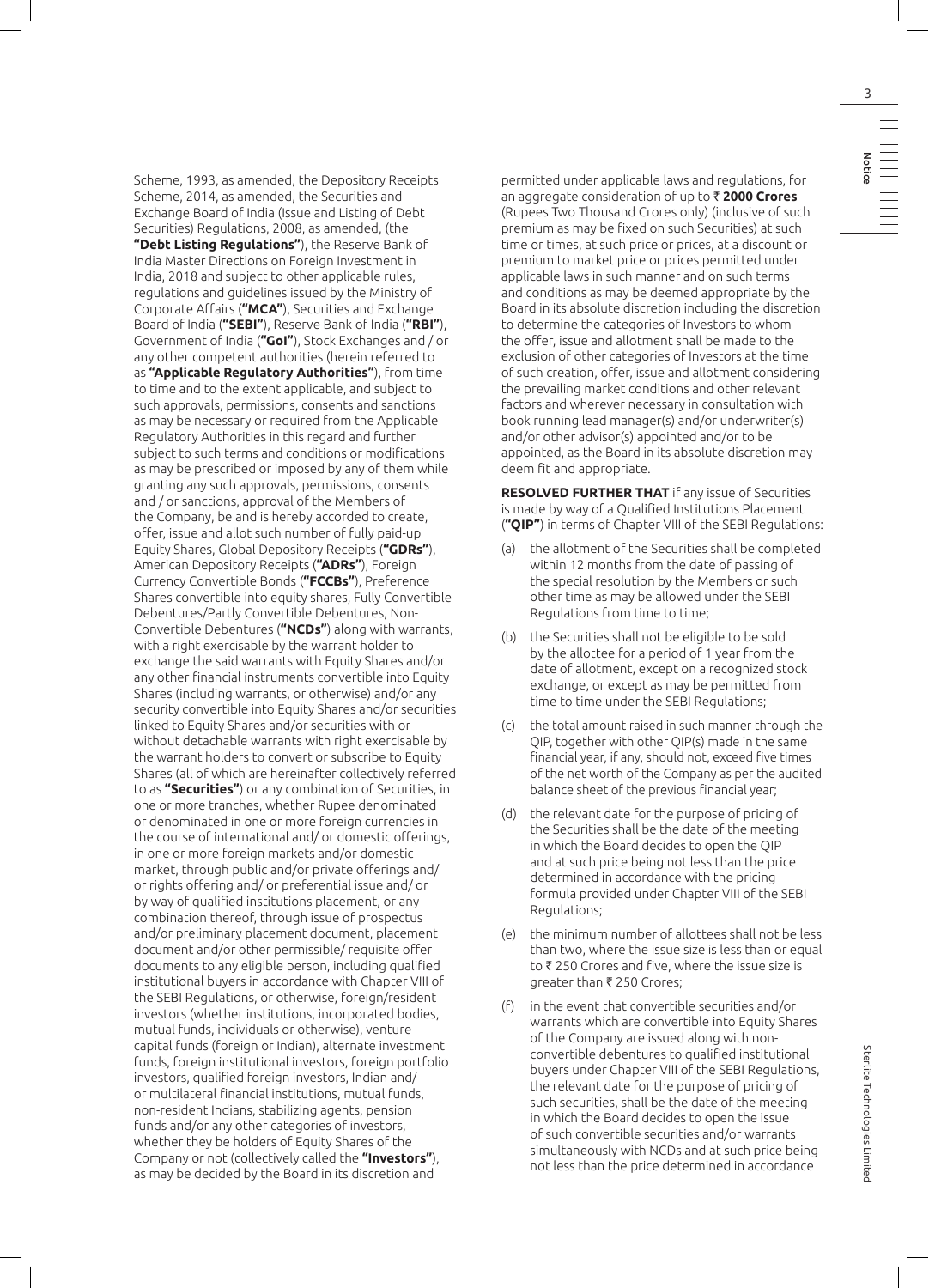Scheme, 1993, as amended, the Depository Receipts Scheme, 2014, as amended, the Securities and Exchange Board of India (Issue and Listing of Debt Securities) Regulations, 2008, as amended, (the **"Debt Listing Regulations"**), the Reserve Bank of India Master Directions on Foreign Investment in India, 2018 and subject to other applicable rules, regulations and guidelines issued by the Ministry of Corporate Affairs (**"MCA"**), Securities and Exchange Board of India (**"SEBI"**), Reserve Bank of India (**"RBI"**), Government of India (**"GoI"**), Stock Exchanges and / or any other competent authorities (herein referred to as **"Applicable Regulatory Authorities"**), from time to time and to the extent applicable, and subject to such approvals, permissions, consents and sanctions as may be necessary or required from the Applicable Regulatory Authorities in this regard and further subject to such terms and conditions or modifications as may be prescribed or imposed by any of them while granting any such approvals, permissions, consents and / or sanctions, approval of the Members of the Company, be and is hereby accorded to create, offer, issue and allot such number of fully paid-up Equity Shares, Global Depository Receipts (**"GDRs"**), American Depository Receipts (**"ADRs"**), Foreign Currency Convertible Bonds (**"FCCBs"**), Preference Shares convertible into equity shares, Fully Convertible Debentures/Partly Convertible Debentures, Non-Convertible Debentures (**"NCDs"**) along with warrants, with a right exercisable by the warrant holder to exchange the said warrants with Equity Shares and/or any other financial instruments convertible into Equity Shares (including warrants, or otherwise) and/or any security convertible into Equity Shares and/or securities linked to Equity Shares and/or securities with or without detachable warrants with right exercisable by the warrant holders to convert or subscribe to Equity Shares (all of which are hereinafter collectively referred to as **"Securities"**) or any combination of Securities, in one or more tranches, whether Rupee denominated or denominated in one or more foreign currencies in the course of international and/ or domestic offerings, in one or more foreign markets and/or domestic market, through public and/or private offerings and/ or rights offering and/ or preferential issue and/ or by way of qualified institutions placement, or any combination thereof, through issue of prospectus and/or preliminary placement document, placement document and/or other permissible/ requisite offer documents to any eligible person, including qualified institutional buyers in accordance with Chapter VIII of the SEBI Regulations, or otherwise, foreign/resident investors (whether institutions, incorporated bodies, mutual funds, individuals or otherwise), venture capital funds (foreign or Indian), alternate investment funds, foreign institutional investors, foreign portfolio investors, qualified foreign investors, Indian and/ or multilateral financial institutions, mutual funds, non-resident Indians, stabilizing agents, pension funds and/or any other categories of investors, whether they be holders of Equity Shares of the Company or not (collectively called the **"Investors"**), as may be decided by the Board in its discretion and permitted under applicable laws and regulations, for an aggregate consideration of up to ₹ **2000 Crores** (Rupees Two Thousand Crores only) (inclusive of such premium as may be fixed on such Securities) at such time or times, at such price or prices, at a discount or premium to market price or prices permitted under applicable laws in such manner and on such terms and conditions as may be deemed appropriate by the Board in its absolute discretion including the discretion to determine the categories of Investors to whom the offer, issue and allotment shall be made to the exclusion of other categories of Investors at the time of such creation, offer, issue and allotment considering the prevailing market conditions and other relevant factors and wherever necessary in consultation with book running lead manager(s) and/or underwriter(s) and/or other advisor(s) appointed and/or to be appointed, as the Board in its absolute discretion may deem fit and appropriate.

**RESOLVED FURTHER THAT** if any issue of Securities is made by way of a Qualified Institutions Placement (**"QIP"**) in terms of Chapter VIII of the SEBI Regulations:

(a) the allotment of the Securities shall be completed within 12 months from the date of passing of the special resolution by the Members or such other time as may be allowed under the SEBI Regulations from time to time;

(b) the Securities shall not be eligible to be sold by the allottee for a period of 1 year from the date of allotment, except on a recognized stock exchange, or except as may be permitted from time to time under the SEBI Regulations;

(c) the total amount raised in such manner through the QIP, together with other QIP(s) made in the same financial year, if any, should not, exceed five times of the net worth of the Company as per the audited balance sheet of the previous financial year;

(d) the relevant date for the purpose of pricing of the Securities shall be the date of the meeting in which the Board decides to open the QIP and at such price being not less than the price determined in accordance with the pricing formula provided under Chapter VIII of the SEBI Regulations;

(e) the minimum number of allottees shall not be less than two, where the issue size is less than or equal to ₹ 250 Crores and five, where the issue size is greater than ₹ 250 Crores;

(f) in the event that convertible securities and/or warrants which are convertible into Equity Shares of the Company are issued along with non-convertible debentures to qualified institutional buyers under Chapter VIII of the SEBI Regulations, the relevant date for the purpose of pricing of such securities, shall be the date of the meeting in which the Board decides to open the issue of such convertible securities and/or warrants simultaneously with NCDs and at such price being not less than the price determined in accordance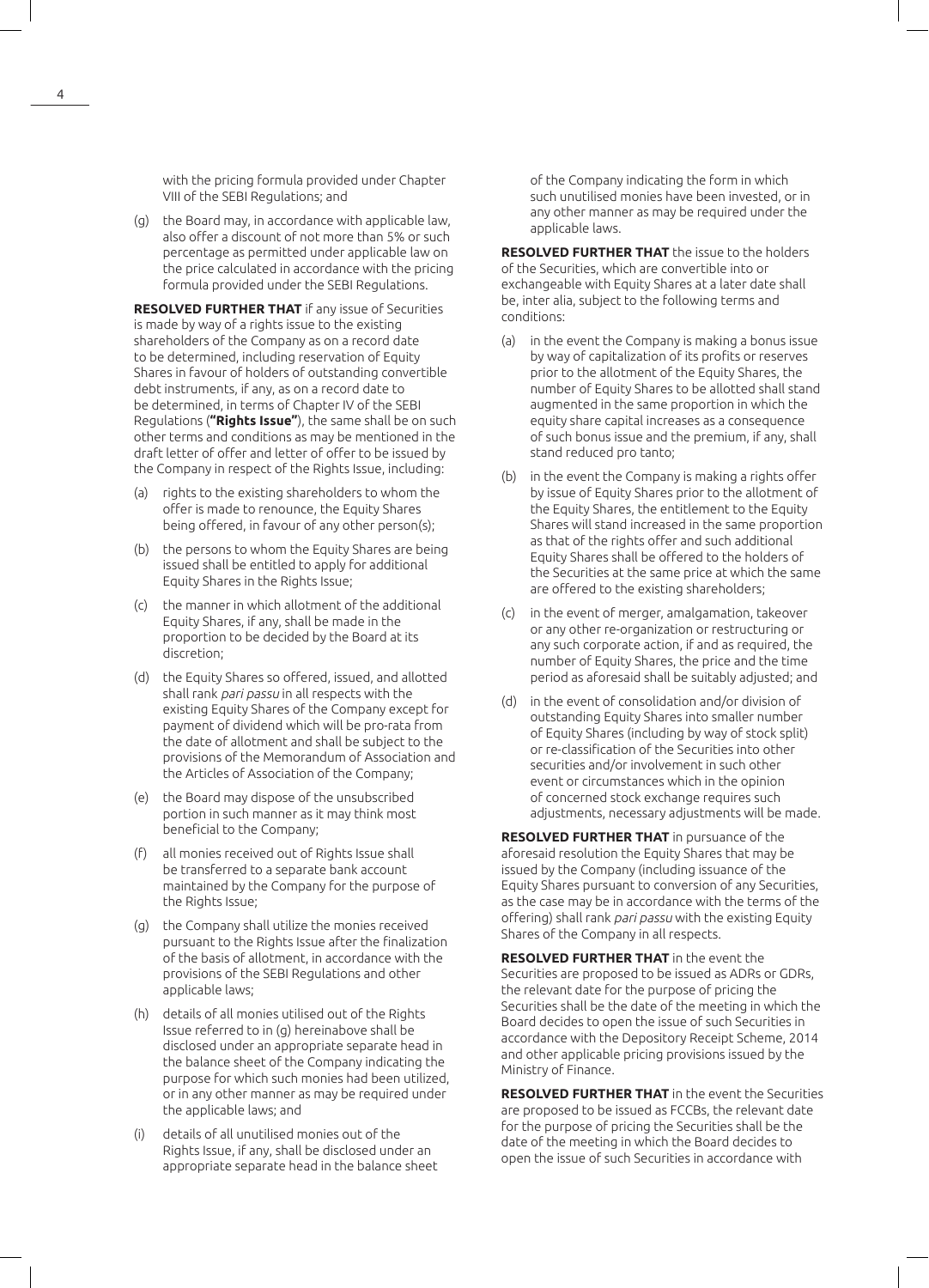with the pricing formula provided under Chapter VIII of the SEBI Regulations; and

(g) the Board may, in accordance with applicable law, also offer a discount of not more than 5% or such percentage as permitted under applicable law on the price calculated in accordance with the pricing formula provided under the SEBI Regulations.

**RESOLVED FURTHER THAT** if any issue of Securities is made by way of a rights issue to the existing shareholders of the Company as on a record date to be determined, including reservation of Equity Shares in favour of holders of outstanding convertible debt instruments, if any, as on a record date to be determined, in terms of Chapter IV of the SEBI Regulations (**"Rights Issue"**), the same shall be on such other terms and conditions as may be mentioned in the draft letter of offer and letter of offer to be issued by the Company in respect of the Rights Issue, including:

(a) rights to the existing shareholders to whom the offer is made to renounce, the Equity Shares being offered, in favour of any other person(s);

(b) the persons to whom the Equity Shares are being issued shall be entitled to apply for additional Equity Shares in the Rights Issue;

(c) the manner in which allotment of the additional Equity Shares, if any, shall be made in the proportion to be decided by the Board at its discretion;

(d) the Equity Shares so offered, issued, and allotted shall rank *pari passu* in all respects with the existing Equity Shares of the Company except for payment of dividend which will be pro-rata from the date of allotment and shall be subject to the provisions of the Memorandum of Association and the Articles of Association of the Company;

(e) the Board may dispose of the unsubscribed portion in such manner as it may think most beneficial to the Company;

(f) all monies received out of Rights Issue shall be transferred to a separate bank account maintained by the Company for the purpose of the Rights Issue;

(g) the Company shall utilize the monies received pursuant to the Rights Issue after the finalization of the basis of allotment, in accordance with the provisions of the SEBI Regulations and other applicable laws;

(h) details of all monies utilised out of the Rights Issue referred to in (g) hereinabove shall be disclosed under an appropriate separate head in the balance sheet of the Company indicating the purpose for which such monies had been utilized, or in any other manner as may be required under the applicable laws; and

(i) details of all unutilised monies out of the Rights Issue, if any, shall be disclosed under an appropriate separate head in the balance sheet of the Company indicating the form in which such unutilised monies have been invested, or in any other manner as may be required under the applicable laws.

**RESOLVED FURTHER THAT** the issue to the holders of the Securities, which are convertible into or exchangeable with Equity Shares at a later date shall be, inter alia, subject to the following terms and conditions:

(a) in the event the Company is making a bonus issue by way of capitalization of its profits or reserves prior to the allotment of the Equity Shares, the number of Equity Shares to be allotted shall stand augmented in the same proportion in which the equity share capital increases as a consequence of such bonus issue and the premium, if any, shall stand reduced pro tanto;

(b) in the event the Company is making a rights offer by issue of Equity Shares prior to the allotment of the Equity Shares, the entitlement to the Equity Shares will stand increased in the same proportion as that of the rights offer and such additional Equity Shares shall be offered to the holders of the Securities at the same price at which the same are offered to the existing shareholders;

(c) in the event of merger, amalgamation, takeover or any other re-organization or restructuring or any such corporate action, if and as required, the number of Equity Shares, the price and the time period as aforesaid shall be suitably adjusted; and

(d) in the event of consolidation and/or division of outstanding Equity Shares into smaller number of Equity Shares (including by way of stock split) or re-classification of the Securities into other securities and/or involvement in such other event or circumstances which in the opinion of concerned stock exchange requires such adjustments, necessary adjustments will be made.

**RESOLVED FURTHER THAT** in pursuance of the aforesaid resolution the Equity Shares that may be issued by the Company (including issuance of the Equity Shares pursuant to conversion of any Securities, as the case may be in accordance with the terms of the offering) shall rank *pari passu* with the existing Equity Shares of the Company in all respects.

**RESOLVED FURTHER THAT** in the event the Securities are proposed to be issued as ADRs or GDRs, the relevant date for the purpose of pricing the Securities shall be the date of the meeting in which the Board decides to open the issue of such Securities in accordance with the Depository Receipt Scheme, 2014 and other applicable pricing provisions issued by the Ministry of Finance.

**RESOLVED FURTHER THAT** in the event the Securities are proposed to be issued as FCCBs, the relevant date for the purpose of pricing the Securities shall be the date of the meeting in which the Board decides to open the issue of such Securities in accordance with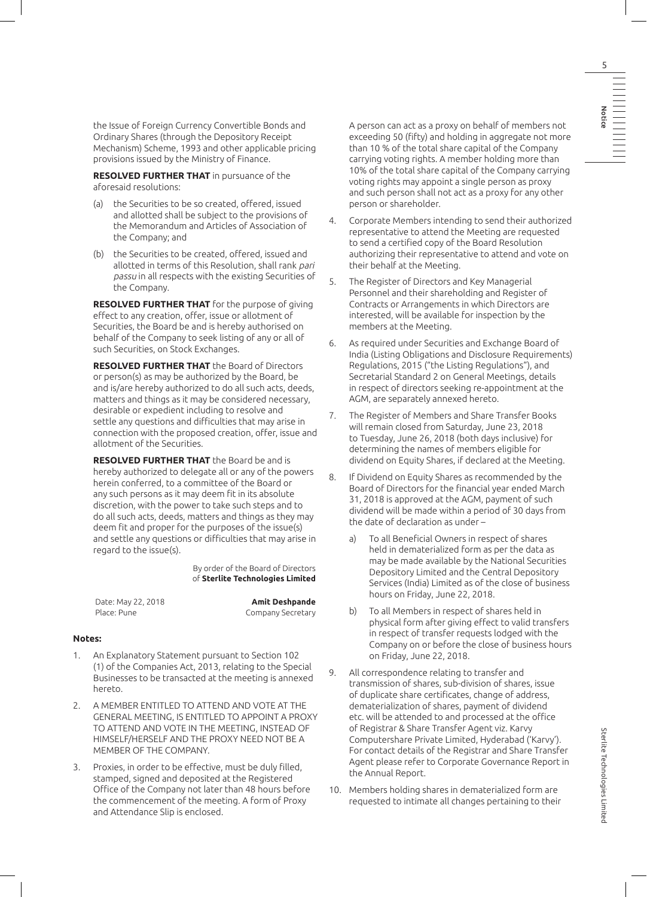the Issue of Foreign Currency Convertible Bonds and Ordinary Shares (through the Depository Receipt Mechanism) Scheme, 1993 and other applicable pricing provisions issued by the Ministry of Finance.

**RESOLVED FURTHER THAT** in pursuance of the aforesaid resolutions:

(a) the Securities to be so created, offered, issued and allotted shall be subject to the provisions of the Memorandum and Articles of Association of the Company; and

(b) the Securities to be created, offered, issued and allotted in terms of this Resolution, shall rank *pari passu* in all respects with the existing Securities of the Company.

**RESOLVED FURTHER THAT** for the purpose of giving effect to any creation, offer, issue or allotment of Securities, the Board be and is hereby authorised on behalf of the Company to seek listing of any or all of such Securities, on Stock Exchanges.

**RESOLVED FURTHER THAT** the Board of Directors or person(s) as may be authorized by the Board, be and is/are hereby authorized to do all such acts, deeds, matters and things as it may be considered necessary, desirable or expedient including to resolve and settle any questions and difficulties that may arise in connection with the proposed creation, offer, issue and allotment of the Securities.

**RESOLVED FURTHER THAT** the Board be and is hereby authorized to delegate all or any of the powers herein conferred, to a committee of the Board or any such persons as it may deem fit in its absolute discretion, with the power to take such steps and to do all such acts, deeds, matters and things as they may deem fit and proper for the purposes of the issue(s) and settle any questions or difficulties that may arise in regard to the issue(s).

By order of the Board of Directors
of **Sterlite Technologies Limited**

Date: May 22, 2018
Place: Pune

**Amit Deshpande**
Company Secretary

**Notes:**

1. An Explanatory Statement pursuant to Section 102 (1) of the Companies Act, 2013, relating to the Special Businesses to be transacted at the meeting is annexed hereto.

2. A MEMBER ENTITLED TO ATTEND AND VOTE AT THE GENERAL MEETING, IS ENTITLED TO APPOINT A PROXY TO ATTEND AND VOTE IN THE MEETING, INSTEAD OF HIMSELF/HERSELF AND THE PROXY NEED NOT BE A MEMBER OF THE COMPANY.

3. Proxies, in order to be effective, must be duly filled, stamped, signed and deposited at the Registered Office of the Company not later than 48 hours before the commencement of the meeting. A form of Proxy and Attendance Slip is enclosed.

   A person can act as a proxy on behalf of members not exceeding 50 (fifty) and holding in aggregate not more than 10 % of the total share capital of the Company carrying voting rights. A member holding more than 10% of the total share capital of the Company carrying voting rights may appoint a single person as proxy and such person shall not act as a proxy for any other person or shareholder.

4. Corporate Members intending to send their authorized representative to attend the Meeting are requested to send a certified copy of the Board Resolution authorizing their representative to attend and vote on their behalf at the Meeting.

5. The Register of Directors and Key Managerial Personnel and their shareholding and Register of Contracts or Arrangements in which Directors are interested, will be available for inspection by the members at the Meeting.

6. As required under Securities and Exchange Board of India (Listing Obligations and Disclosure Requirements) Regulations, 2015 ("the Listing Regulations"), and Secretarial Standard 2 on General Meetings, details in respect of directors seeking re-appointment at the AGM, are separately annexed hereto.

7. The Register of Members and Share Transfer Books will remain closed from Saturday, June 23, 2018 to Tuesday, June 26, 2018 (both days inclusive) for determining the names of members eligible for dividend on Equity Shares, if declared at the Meeting.

8. If Dividend on Equity Shares as recommended by the Board of Directors for the financial year ended March 31, 2018 is approved at the AGM, payment of such dividend will be made within a period of 30 days from the date of declaration as under –

   a) To all Beneficial Owners in respect of shares held in dematerialized form as per the data as may be made available by the National Securities Depository Limited and the Central Depository Services (India) Limited as of the close of business hours on Friday, June 22, 2018.

   b) To all Members in respect of shares held in physical form after giving effect to valid transfers in respect of transfer requests lodged with the Company on or before the close of business hours on Friday, June 22, 2018.

9. All correspondence relating to transfer and transmission of shares, sub-division of shares, issue of duplicate share certificates, change of address, dematerialization of shares, payment of dividend etc. will be attended to and processed at the office of Registrar & Share Transfer Agent viz. Karvy Computershare Private Limited, Hyderabad ('Karvy'). For contact details of the Registrar and Share Transfer Agent please refer to Corporate Governance Report in the Annual Report.

10. Members holding shares in dematerialized form are requested to intimate all changes pertaining to their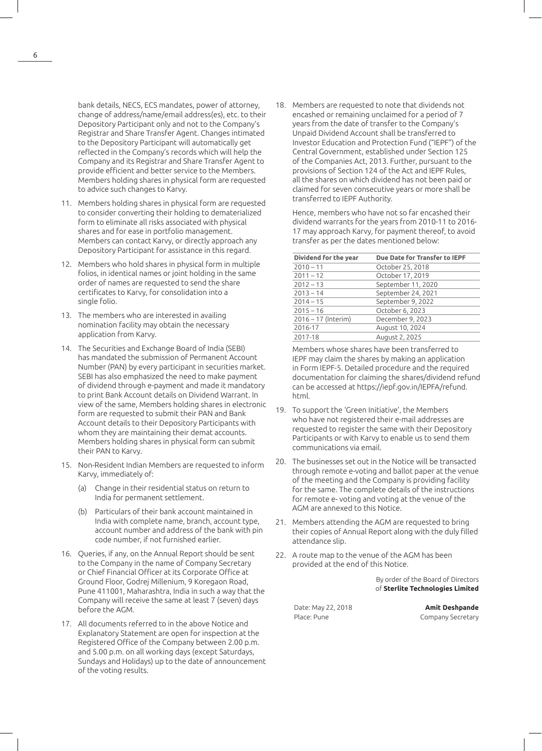bank details, NECS, ECS mandates, power of attorney, change of address/name/email address(es), etc. to their Depository Participant only and not to the Company's Registrar and Share Transfer Agent. Changes intimated to the Depository Participant will automatically get reflected in the Company's records which will help the Company and its Registrar and Share Transfer Agent to provide efficient and better service to the Members. Members holding shares in physical form are requested to advice such changes to Karvy.

11. Members holding shares in physical form are requested to consider converting their holding to dematerialized form to eliminate all risks associated with physical shares and for ease in portfolio management. Members can contact Karvy, or directly approach any Depository Participant for assistance in this regard.

12. Members who hold shares in physical form in multiple folios, in identical names or joint holding in the same order of names are requested to send the share certificates to Karvy, for consolidation into a single folio.

13. The members who are interested in availing nomination facility may obtain the necessary application from Karvy.

14. The Securities and Exchange Board of India (SEBI) has mandated the submission of Permanent Account Number (PAN) by every participant in securities market. SEBI has also emphasized the need to make payment of dividend through e-payment and made it mandatory to print Bank Account details on Dividend Warrant. In view of the same, Members holding shares in electronic form are requested to submit their PAN and Bank Account details to their Depository Participants with whom they are maintaining their demat accounts. Members holding shares in physical form can submit their PAN to Karvy.

15. Non-Resident Indian Members are requested to inform Karvy, immediately of:

    (a) Change in their residential status on return to India for permanent settlement.

    (b) Particulars of their bank account maintained in India with complete name, branch, account type, account number and address of the bank with pin code number, if not furnished earlier.

16. Queries, if any, on the Annual Report should be sent to the Company in the name of Company Secretary or Chief Financial Officer at its Corporate Office at Ground Floor, Godrej Millenium, 9 Koregaon Road, Pune 411001, Maharashtra, India in such a way that the Company will receive the same at least 7 (seven) days before the AGM.

17. All documents referred to in the above Notice and Explanatory Statement are open for inspection at the Registered Office of the Company between 2.00 p.m. and 5.00 p.m. on all working days (except Saturdays, Sundays and Holidays) up to the date of announcement of the voting results.

18. Members are requested to note that dividends not encashed or remaining unclaimed for a period of 7 years from the date of transfer to the Company's Unpaid Dividend Account shall be transferred to Investor Education and Protection Fund ("IEPF") of the Central Government, established under Section 125 of the Companies Act, 2013. Further, pursuant to the provisions of Section 124 of the Act and IEPF Rules, all the shares on which dividend has not been paid or claimed for seven consecutive years or more shall be transferred to IEPF Authority.

    Hence, members who have not so far encashed their dividend warrants for the years from 2010-11 to 2016-17 may approach Karvy, for payment thereof, to avoid transfer as per the dates mentioned below:

    | Dividend for the year | Due Date for Transfer to IEPF |
    |---|---|
    | 2010 – 11 | October 25, 2018 |
    | 2011 – 12 | October 17, 2019 |
    | 2012 – 13 | September 11, 2020 |
    | 2013 – 14 | September 24, 2021 |
    | 2014 – 15 | September 9, 2022 |
    | 2015 – 16 | October 6, 2023 |
    | 2016 – 17 (Interim) | December 9, 2023 |
    | 2016-17 | August 10, 2024 |
    | 2017-18 | August 2, 2025 |

    Members whose shares have been transferred to IEPF may claim the shares by making an application in Form IEPF-5. Detailed procedure and the required documentation for claiming the shares/dividend refund can be accessed at https://iepf.gov.in/IEPFA/refund.html.

19. To support the 'Green Initiative', the Members who have not registered their e-mail addresses are requested to register the same with their Depository Participants or with Karvy to enable us to send them communications via email.

20. The businesses set out in the Notice will be transacted through remote e-voting and ballot paper at the venue of the meeting and the Company is providing facility for the same. The complete details of the instructions for remote e- voting and voting at the venue of the AGM are annexed to this Notice.

21. Members attending the AGM are requested to bring their copies of Annual Report along with the duly filled attendance slip.

22. A route map to the venue of the AGM has been provided at the end of this Notice.

By order of the Board of Directors
of **Sterlite Technologies Limited**

Date: May 22, 2018
Place: Pune

**Amit Deshpande**
Company Secretary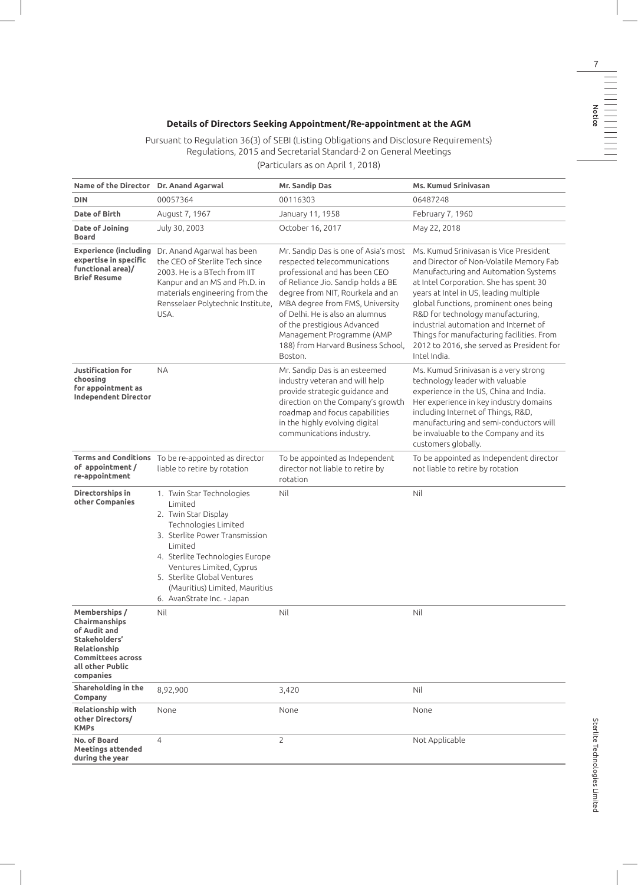## Details of Directors Seeking Appointment/Re-appointment at the AGM

Pursuant to Regulation 36(3) of SEBI (Listing Obligations and Disclosure Requirements) Regulations, 2015 and Secretarial Standard-2 on General Meetings

(Particulars as on April 1, 2018)

| Name of the Director | Dr. Anand Agarwal | Mr. Sandip Das | Ms. Kumud Srinivasan |
|---|---|---|---|
| DIN | 00057364 | 00116303 | 06487248 |
| Date of Birth | August 7, 1967 | January 11, 1958 | February 7, 1960 |
| Date of Joining Board | July 30, 2003 | October 16, 2017 | May 22, 2018 |
| Experience (including expertise in specific functional area)/ Brief Resume | Dr. Anand Agarwal has been the CEO of Sterlite Tech since 2003. He is a BTech from IIT Kanpur and an MS and Ph.D. in materials engineering from the Rensselaer Polytechnic Institute, USA. | Mr. Sandip Das is one of Asia's most respected telecommunications professional and has been CEO of Reliance Jio. Sandip holds a BE degree from NIT, Rourkela and an MBA degree from FMS, University of Delhi. He is also an alumnus of the prestigious Advanced Management Programme (AMP 188) from Harvard Business School, Boston. | Ms. Kumud Srinivasan is Vice President and Director of Non-Volatile Memory Fab Manufacturing and Automation Systems at Intel Corporation. She has spent 30 years at Intel in US, leading multiple global functions, prominent ones being R&D for technology manufacturing, industrial automation and Internet of Things for manufacturing facilities. From 2012 to 2016, she served as President for Intel India. |
| Justification for choosing for appointment as Independent Director | NA | Mr. Sandip Das is an esteemed industry veteran and will help provide strategic guidance and direction on the Company's growth roadmap and focus capabilities in the highly evolving digital communications industry. | Ms. Kumud Srinivasan is a very strong technology leader with valuable experience in the US, China and India. Her experience in key industry domains including Internet of Things, R&D, manufacturing and semi-conductors will be invaluable to the Company and its customers globally. |
| Terms and Conditions of appointment / re-appointment | To be re-appointed as director liable to retire by rotation | To be appointed as Independent director not liable to retire by rotation | To be appointed as Independent director not liable to retire by rotation |
| Directorships in other Companies | 1. Twin Star Technologies Limited<br>2. Twin Star Display Technologies Limited<br>3. Sterlite Power Transmission Limited<br>4. Sterlite Technologies Europe Ventures Limited, Cyprus<br>5. Sterlite Global Ventures (Mauritius) Limited, Mauritius<br>6. AvanStrate Inc. - Japan | Nil | Nil |
| Memberships / Chairmanships of Audit and Stakeholders' Relationship Committees across all other Public companies | Nil | Nil | Nil |
| Shareholding in the Company | 8,92,900 | 3,420 | Nil |
| Relationship with other Directors/ KMPs | None | None | None |
| No. of Board Meetings attended during the year | 4 | 2 | Not Applicable |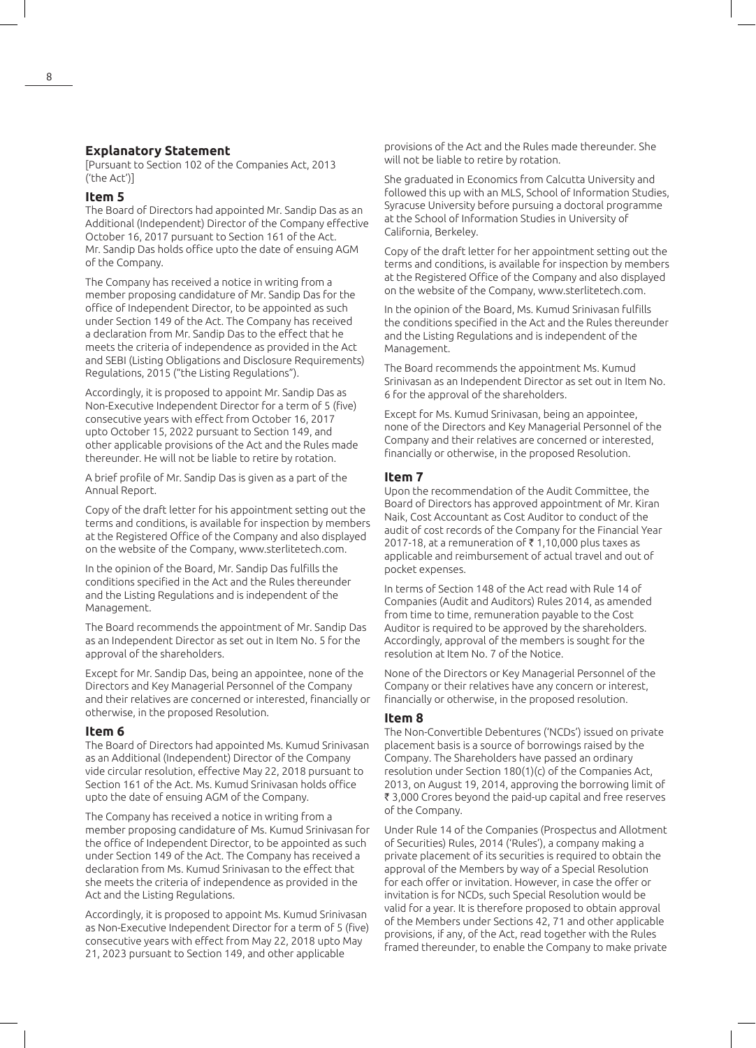## Explanatory Statement

[Pursuant to Section 102 of the Companies Act, 2013 ('the Act')]

### Item 5

The Board of Directors had appointed Mr. Sandip Das as an Additional (Independent) Director of the Company effective October 16, 2017 pursuant to Section 161 of the Act. Mr. Sandip Das holds office upto the date of ensuing AGM of the Company.

The Company has received a notice in writing from a member proposing candidature of Mr. Sandip Das for the office of Independent Director, to be appointed as such under Section 149 of the Act. The Company has received a declaration from Mr. Sandip Das to the effect that he meets the criteria of independence as provided in the Act and SEBI (Listing Obligations and Disclosure Requirements) Regulations, 2015 ("the Listing Regulations").

Accordingly, it is proposed to appoint Mr. Sandip Das as Non-Executive Independent Director for a term of 5 (five) consecutive years with effect from October 16, 2017 upto October 15, 2022 pursuant to Section 149, and other applicable provisions of the Act and the Rules made thereunder. He will not be liable to retire by rotation.

A brief profile of Mr. Sandip Das is given as a part of the Annual Report.

Copy of the draft letter for his appointment setting out the terms and conditions, is available for inspection by members at the Registered Office of the Company and also displayed on the website of the Company, www.sterlitetech.com.

In the opinion of the Board, Mr. Sandip Das fulfills the conditions specified in the Act and the Rules thereunder and the Listing Regulations and is independent of the Management.

The Board recommends the appointment of Mr. Sandip Das as an Independent Director as set out in Item No. 5 for the approval of the shareholders.

Except for Mr. Sandip Das, being an appointee, none of the Directors and Key Managerial Personnel of the Company and their relatives are concerned or interested, financially or otherwise, in the proposed Resolution.

### Item 6

The Board of Directors had appointed Ms. Kumud Srinivasan as an Additional (Independent) Director of the Company vide circular resolution, effective May 22, 2018 pursuant to Section 161 of the Act. Ms. Kumud Srinivasan holds office upto the date of ensuing AGM of the Company.

The Company has received a notice in writing from a member proposing candidature of Ms. Kumud Srinivasan for the office of Independent Director, to be appointed as such under Section 149 of the Act. The Company has received a declaration from Ms. Kumud Srinivasan to the effect that she meets the criteria of independence as provided in the Act and the Listing Regulations.

Accordingly, it is proposed to appoint Ms. Kumud Srinivasan as Non-Executive Independent Director for a term of 5 (five) consecutive years with effect from May 22, 2018 upto May 21, 2023 pursuant to Section 149, and other applicable provisions of the Act and the Rules made thereunder. She will not be liable to retire by rotation.

She graduated in Economics from Calcutta University and followed this up with an MLS, School of Information Studies, Syracuse University before pursuing a doctoral programme at the School of Information Studies in University of California, Berkeley.

Copy of the draft letter for her appointment setting out the terms and conditions, is available for inspection by members at the Registered Office of the Company and also displayed on the website of the Company, www.sterlitetech.com.

In the opinion of the Board, Ms. Kumud Srinivasan fulfills the conditions specified in the Act and the Rules thereunder and the Listing Regulations and is independent of the Management.

The Board recommends the appointment Ms. Kumud Srinivasan as an Independent Director as set out in Item No. 6 for the approval of the shareholders.

Except for Ms. Kumud Srinivasan, being an appointee, none of the Directors and Key Managerial Personnel of the Company and their relatives are concerned or interested, financially or otherwise, in the proposed Resolution.

### Item 7

Upon the recommendation of the Audit Committee, the Board of Directors has approved appointment of Mr. Kiran Naik, Cost Accountant as Cost Auditor to conduct of the audit of cost records of the Company for the Financial Year 2017-18, at a remuneration of ₹ 1,10,000 plus taxes as applicable and reimbursement of actual travel and out of pocket expenses.

In terms of Section 148 of the Act read with Rule 14 of Companies (Audit and Auditors) Rules 2014, as amended from time to time, remuneration payable to the Cost Auditor is required to be approved by the shareholders. Accordingly, approval of the members is sought for the resolution at Item No. 7 of the Notice.

None of the Directors or Key Managerial Personnel of the Company or their relatives have any concern or interest, financially or otherwise, in the proposed resolution.

### Item 8

The Non-Convertible Debentures ('NCDs') issued on private placement basis is a source of borrowings raised by the Company. The Shareholders have passed an ordinary resolution under Section 180(1)(c) of the Companies Act, 2013, on August 19, 2014, approving the borrowing limit of ₹ 3,000 Crores beyond the paid-up capital and free reserves of the Company.

Under Rule 14 of the Companies (Prospectus and Allotment of Securities) Rules, 2014 ('Rules'), a company making a private placement of its securities is required to obtain the approval of the Members by way of a Special Resolution for each offer or invitation. However, in case the offer or invitation is for NCDs, such Special Resolution would be valid for a year. It is therefore proposed to obtain approval of the Members under Sections 42, 71 and other applicable provisions, if any, of the Act, read together with the Rules framed thereunder, to enable the Company to make private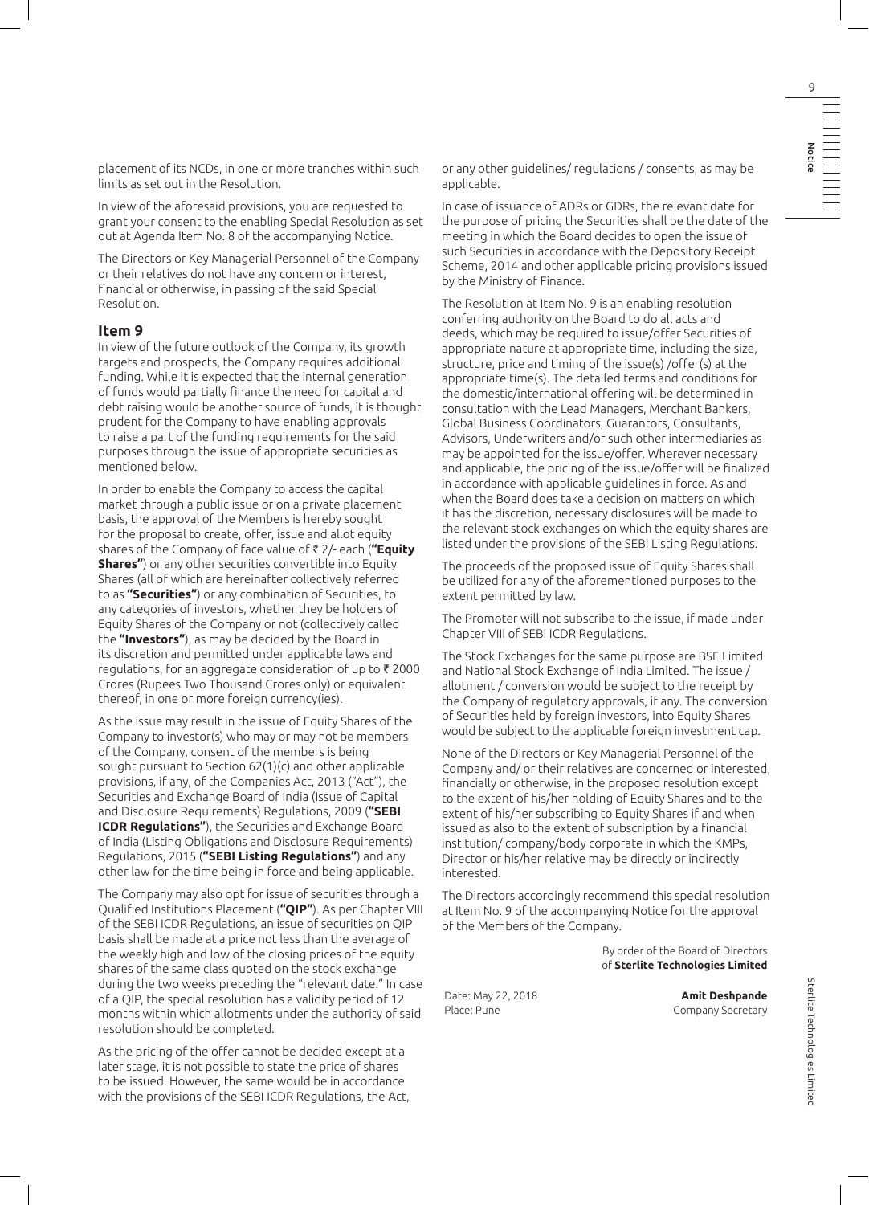placement of its NCDs, in one or more tranches within such limits as set out in the Resolution.

In view of the aforesaid provisions, you are requested to grant your consent to the enabling Special Resolution as set out at Agenda Item No. 8 of the accompanying Notice.

The Directors or Key Managerial Personnel of the Company or their relatives do not have any concern or interest, financial or otherwise, in passing of the said Special Resolution.

### Item 9

In view of the future outlook of the Company, its growth targets and prospects, the Company requires additional funding. While it is expected that the internal generation of funds would partially finance the need for capital and debt raising would be another source of funds, it is thought prudent for the Company to have enabling approvals to raise a part of the funding requirements for the said purposes through the issue of appropriate securities as mentioned below.

In order to enable the Company to access the capital market through a public issue or on a private placement basis, the approval of the Members is hereby sought for the proposal to create, offer, issue and allot equity shares of the Company of face value of ₹ 2/- each (**"Equity Shares"**) or any other securities convertible into Equity Shares (all of which are hereinafter collectively referred to as **"Securities"**) or any combination of Securities, to any categories of investors, whether they be holders of Equity Shares of the Company or not (collectively called the **"Investors"**), as may be decided by the Board in its discretion and permitted under applicable laws and regulations, for an aggregate consideration of up to ₹ 2000 Crores (Rupees Two Thousand Crores only) or equivalent thereof, in one or more foreign currency(ies).

As the issue may result in the issue of Equity Shares of the Company to investor(s) who may or may not be members of the Company, consent of the members is being sought pursuant to Section 62(1)(c) and other applicable provisions, if any, of the Companies Act, 2013 ("Act"), the Securities and Exchange Board of India (Issue of Capital and Disclosure Requirements) Regulations, 2009 (**"SEBI ICDR Regulations"**), the Securities and Exchange Board of India (Listing Obligations and Disclosure Requirements) Regulations, 2015 (**"SEBI Listing Regulations"**) and any other law for the time being in force and being applicable.

The Company may also opt for issue of securities through a Qualified Institutions Placement (**"QIP"**). As per Chapter VIII of the SEBI ICDR Regulations, an issue of securities on QIP basis shall be made at a price not less than the average of the weekly high and low of the closing prices of the equity shares of the same class quoted on the stock exchange during the two weeks preceding the "relevant date." In case of a QIP, the special resolution has a validity period of 12 months within which allotments under the authority of said resolution should be completed.

As the pricing of the offer cannot be decided except at a later stage, it is not possible to state the price of shares to be issued. However, the same would be in accordance with the provisions of the SEBI ICDR Regulations, the Act, or any other guidelines/ regulations / consents, as may be applicable.

In case of issuance of ADRs or GDRs, the relevant date for the purpose of pricing the Securities shall be the date of the meeting in which the Board decides to open the issue of such Securities in accordance with the Depository Receipt Scheme, 2014 and other applicable pricing provisions issued by the Ministry of Finance.

The Resolution at Item No. 9 is an enabling resolution conferring authority on the Board to do all acts and deeds, which may be required to issue/offer Securities of appropriate nature at appropriate time, including the size, structure, price and timing of the issue(s) /offer(s) at the appropriate time(s). The detailed terms and conditions for the domestic/international offering will be determined in consultation with the Lead Managers, Merchant Bankers, Global Business Coordinators, Guarantors, Consultants, Advisors, Underwriters and/or such other intermediaries as may be appointed for the issue/offer. Wherever necessary and applicable, the pricing of the issue/offer will be finalized in accordance with applicable guidelines in force. As and when the Board does take a decision on matters on which it has the discretion, necessary disclosures will be made to the relevant stock exchanges on which the equity shares are listed under the provisions of the SEBI Listing Regulations.

The proceeds of the proposed issue of Equity Shares shall be utilized for any of the aforementioned purposes to the extent permitted by law.

The Promoter will not subscribe to the issue, if made under Chapter VIII of SEBI ICDR Regulations.

The Stock Exchanges for the same purpose are BSE Limited and National Stock Exchange of India Limited. The issue / allotment / conversion would be subject to the receipt by the Company of regulatory approvals, if any. The conversion of Securities held by foreign investors, into Equity Shares would be subject to the applicable foreign investment cap.

None of the Directors or Key Managerial Personnel of the Company and/ or their relatives are concerned or interested, financially or otherwise, in the proposed resolution except to the extent of his/her holding of Equity Shares and to the extent of his/her subscribing to Equity Shares if and when issued as also to the extent of subscription by a financial institution/ company/body corporate in which the KMPs, Director or his/her relative may be directly or indirectly interested.

The Directors accordingly recommend this special resolution at Item No. 9 of the accompanying Notice for the approval of the Members of the Company.

By order of the Board of Directors
of **Sterlite Technologies Limited**

Date: May 22, 2018
Place: Pune

**Amit Deshpande**
Company Secretary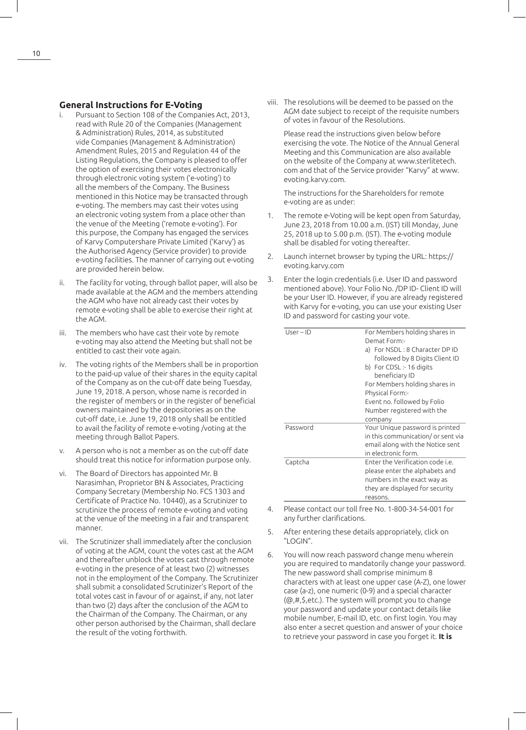## General Instructions for E-Voting

i. Pursuant to Section 108 of the Companies Act, 2013, read with Rule 20 of the Companies (Management & Administration) Rules, 2014, as substituted vide Companies (Management & Administration) Amendment Rules, 2015 and Regulation 44 of the Listing Regulations, the Company is pleased to offer the option of exercising their votes electronically through electronic voting system ('e-voting') to all the members of the Company. The Business mentioned in this Notice may be transacted through e-voting. The members may cast their votes using an electronic voting system from a place other than the venue of the Meeting ('remote e-voting'). For this purpose, the Company has engaged the services of Karvy Computershare Private Limited ('Karvy') as the Authorised Agency (Service provider) to provide e-voting facilities. The manner of carrying out e-voting are provided herein below.

ii. The facility for voting, through ballot paper, will also be made available at the AGM and the members attending the AGM who have not already cast their votes by remote e-voting shall be able to exercise their right at the AGM.

iii. The members who have cast their vote by remote e-voting may also attend the Meeting but shall not be entitled to cast their vote again.

iv. The voting rights of the Members shall be in proportion to the paid-up value of their shares in the equity capital of the Company as on the cut-off date being Tuesday, June 19, 2018. A person, whose name is recorded in the register of members or in the register of beneficial owners maintained by the depositories as on the cut-off date, i.e. June 19, 2018 only shall be entitled to avail the facility of remote e-voting /voting at the meeting through Ballot Papers.

v. A person who is not a member as on the cut-off date should treat this notice for information purpose only.

vi. The Board of Directors has appointed Mr. B Narasimhan, Proprietor BN & Associates, Practicing Company Secretary (Membership No. FCS 1303 and Certificate of Practice No. 10440), as a Scrutinizer to scrutinize the process of remote e-voting and voting at the venue of the meeting in a fair and transparent manner.

vii. The Scrutinizer shall immediately after the conclusion of voting at the AGM, count the votes cast at the AGM and thereafter unblock the votes cast through remote e-voting in the presence of at least two (2) witnesses not in the employment of the Company. The Scrutinizer shall submit a consolidated Scrutinizer's Report of the total votes cast in favour of or against, if any, not later than two (2) days after the conclusion of the AGM to the Chairman of the Company. The Chairman, or any other person authorised by the Chairman, shall declare the result of the voting forthwith.

viii. The resolutions will be deemed to be passed on the AGM date subject to receipt of the requisite numbers of votes in favour of the Resolutions.

Please read the instructions given below before exercising the vote. The Notice of the Annual General Meeting and this Communication are also available on the website of the Company at www.sterlitetech.com and that of the Service provider "Karvy" at www.evoting.karvy.com.

The instructions for the Shareholders for remote e-voting are as under:

1. The remote e-Voting will be kept open from Saturday, June 23, 2018 from 10.00 a.m. (IST) till Monday, June 25, 2018 up to 5.00 p.m. (IST). The e-voting module shall be disabled for voting thereafter.

2. Launch internet browser by typing the URL: https://evoting.karvy.com

3. Enter the login credentials (i.e. User ID and password mentioned above). Your Folio No. /DP ID- Client ID will be your User ID. However, if you are already registered with Karvy for e-voting, you can use your existing User ID and password for casting your vote.

| | |
|---|---|
| User – ID | For Members holding shares in Demat Form:-<br>a) For NSDL : 8 Character DP ID followed by 8 Digits Client ID<br>b) For CDSL :- 16 digits beneficiary ID<br>For Members holding shares in Physical Form:-<br>Event no. followed by Folio Number registered with the company |
| Password | Your Unique password is printed in this communication/ or sent via email along with the Notice sent in electronic form. |
| Captcha | Enter the Verification code i.e. please enter the alphabets and numbers in the exact way as they are displayed for security reasons. |

4. Please contact our toll free No. 1-800-34-54-001 for any further clarifications.

5. After entering these details appropriately, click on "LOGIN".

6. You will now reach password change menu wherein you are required to mandatorily change your password. The new password shall comprise minimum 8 characters with at least one upper case (A-Z), one lower case (a-z), one numeric (0-9) and a special character (@,#,$,etc.). The system will prompt you to change your password and update your contact details like mobile number, E-mail ID, etc. on first login. You may also enter a secret question and answer of your choice to retrieve your password in case you forget it. **It is**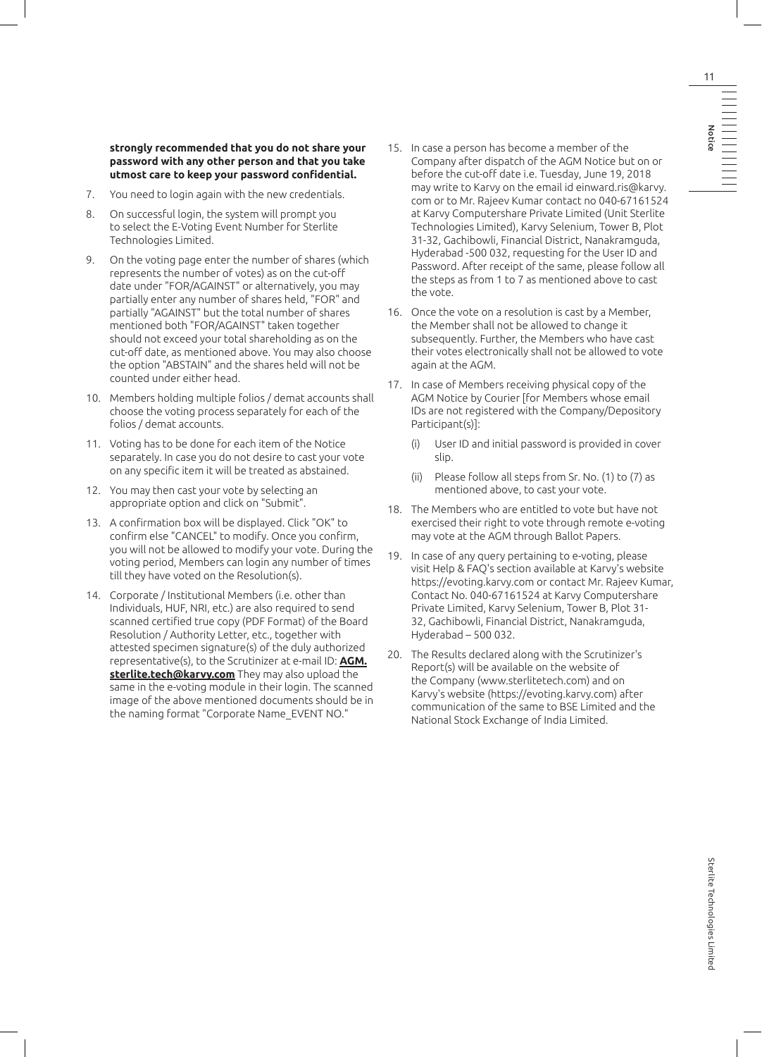**strongly recommended that you do not share your password with any other person and that you take utmost care to keep your password confidential.**

7. You need to login again with the new credentials.
8. On successful login, the system will prompt you to select the E-Voting Event Number for Sterlite Technologies Limited.
9. On the voting page enter the number of shares (which represents the number of votes) as on the cut-off date under "FOR/AGAINST" or alternatively, you may partially enter any number of shares held, "FOR" and partially "AGAINST" but the total number of shares mentioned both "FOR/AGAINST" taken together should not exceed your total shareholding as on the cut-off date, as mentioned above. You may also choose the option "ABSTAIN" and the shares held will not be counted under either head.
10. Members holding multiple folios / demat accounts shall choose the voting process separately for each of the folios / demat accounts.
11. Voting has to be done for each item of the Notice separately. In case you do not desire to cast your vote on any specific item it will be treated as abstained.
12. You may then cast your vote by selecting an appropriate option and click on "Submit".
13. A confirmation box will be displayed. Click "OK" to confirm else "CANCEL" to modify. Once you confirm, you will not be allowed to modify your vote. During the voting period, Members can login any number of times till they have voted on the Resolution(s).
14. Corporate / Institutional Members (i.e. other than Individuals, HUF, NRI, etc.) are also required to send scanned certified true copy (PDF Format) of the Board Resolution / Authority Letter, etc., together with attested specimen signature(s) of the duly authorized representative(s), to the Scrutinizer at e-mail ID: **AGM.sterlite.tech@karvy.com** They may also upload the same in the e-voting module in their login. The scanned image of the above mentioned documents should be in the naming format "Corporate Name_EVENT NO."
15. In case a person has become a member of the Company after dispatch of the AGM Notice but on or before the cut-off date i.e. Tuesday, June 19, 2018 may write to Karvy on the email id einward.ris@karvy.com or to Mr. Rajeev Kumar contact no 040-67161524 at Karvy Computershare Private Limited (Unit Sterlite Technologies Limited), Karvy Selenium, Tower B, Plot 31-32, Gachibowli, Financial District, Nanakramguda, Hyderabad -500 032, requesting for the User ID and Password. After receipt of the same, please follow all the steps as from 1 to 7 as mentioned above to cast the vote.
16. Once the vote on a resolution is cast by a Member, the Member shall not be allowed to change it subsequently. Further, the Members who have cast their votes electronically shall not be allowed to vote again at the AGM.
17. In case of Members receiving physical copy of the AGM Notice by Courier [for Members whose email IDs are not registered with the Company/Depository Participant(s)]:
    (i) User ID and initial password is provided in cover slip.
    (ii) Please follow all steps from Sr. No. (1) to (7) as mentioned above, to cast your vote.
18. The Members who are entitled to vote but have not exercised their right to vote through remote e-voting may vote at the AGM through Ballot Papers.
19. In case of any query pertaining to e-voting, please visit Help & FAQ's section available at Karvy's website https://evoting.karvy.com or contact Mr. Rajeev Kumar, Contact No. 040-67161524 at Karvy Computershare Private Limited, Karvy Selenium, Tower B, Plot 31-32, Gachibowli, Financial District, Nanakramguda, Hyderabad – 500 032.
20. The Results declared along with the Scrutinizer's Report(s) will be available on the website of the Company (www.sterlitetech.com) and on Karvy's website (https://evoting.karvy.com) after communication of the same to BSE Limited and the National Stock Exchange of India Limited.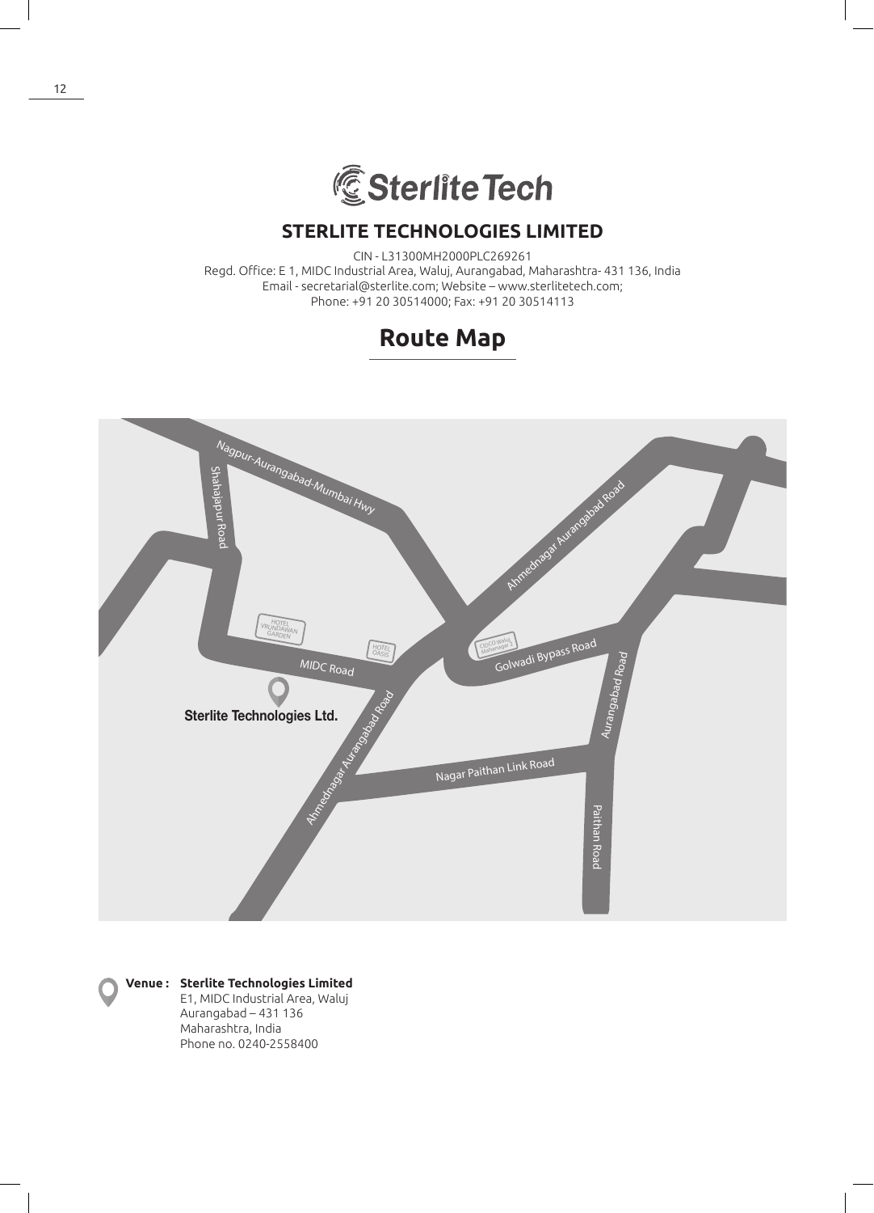# STERLITE TECHNOLOGIES LIMITED

CIN - L31300MH2000PLC269261
Regd. Office: E 1, MIDC Industrial Area, Waluj, Aurangabad, Maharashtra- 431 136, India
Email - secretarial@sterlite.com; Website – www.sterlitetech.com;
Phone: +91 20 30514000; Fax: +91 20 30514113

## Route Map

**Venue :** **Sterlite Technologies Limited**
E1, MIDC Industrial Area, Waluj
Aurangabad – 431 136
Maharashtra, India
Phone no. 0240-2558400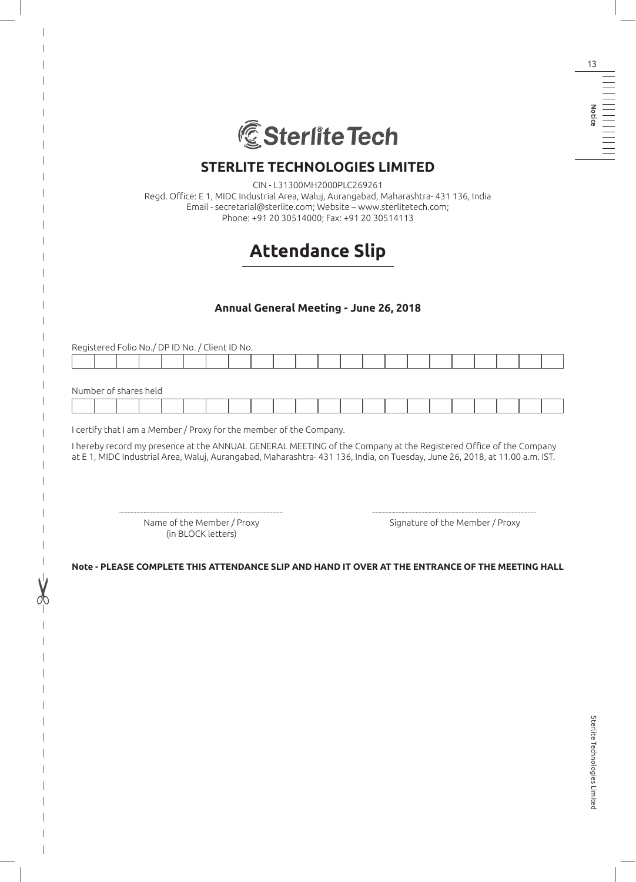# STERLITE TECHNOLOGIES LIMITED

CIN - L31300MH2000PLC269261
Regd. Office: E 1, MIDC Industrial Area, Waluj, Aurangabad, Maharashtra- 431 136, India
Email - secretarial@sterlite.com; Website – www.sterlitetech.com;
Phone: +91 20 30514000; Fax: +91 20 30514113

## Attendance Slip

### Annual General Meeting - June 26, 2018

Registered Folio No./ DP ID No. / Client ID No.

| | | | | | | | | | | | | | | | | | | | | | |
|---|---|---|---|---|---|---|---|---|---|---|---|---|---|---|---|---|---|---|---|---|---|
| | | | | | | | | | | | | | | | | | | | | | |

Number of shares held

| | | | | | | | | | | | | | | | | | | | | | |
|---|---|---|---|---|---|---|---|---|---|---|---|---|---|---|---|---|---|---|---|---|---|
| | | | | | | | | | | | | | | | | | | | | | |

I certify that I am a Member / Proxy for the member of the Company.

I hereby record my presence at the ANNUAL GENERAL MEETING of the Company at the Registered Office of the Company at E 1, MIDC Industrial Area, Waluj, Aurangabad, Maharashtra- 431 136, India, on Tuesday, June 26, 2018, at 11.00 a.m. IST.

Name of the Member / Proxy (in BLOCK letters)

Signature of the Member / Proxy

**Note - PLEASE COMPLETE THIS ATTENDANCE SLIP AND HAND IT OVER AT THE ENTRANCE OF THE MEETING HALL**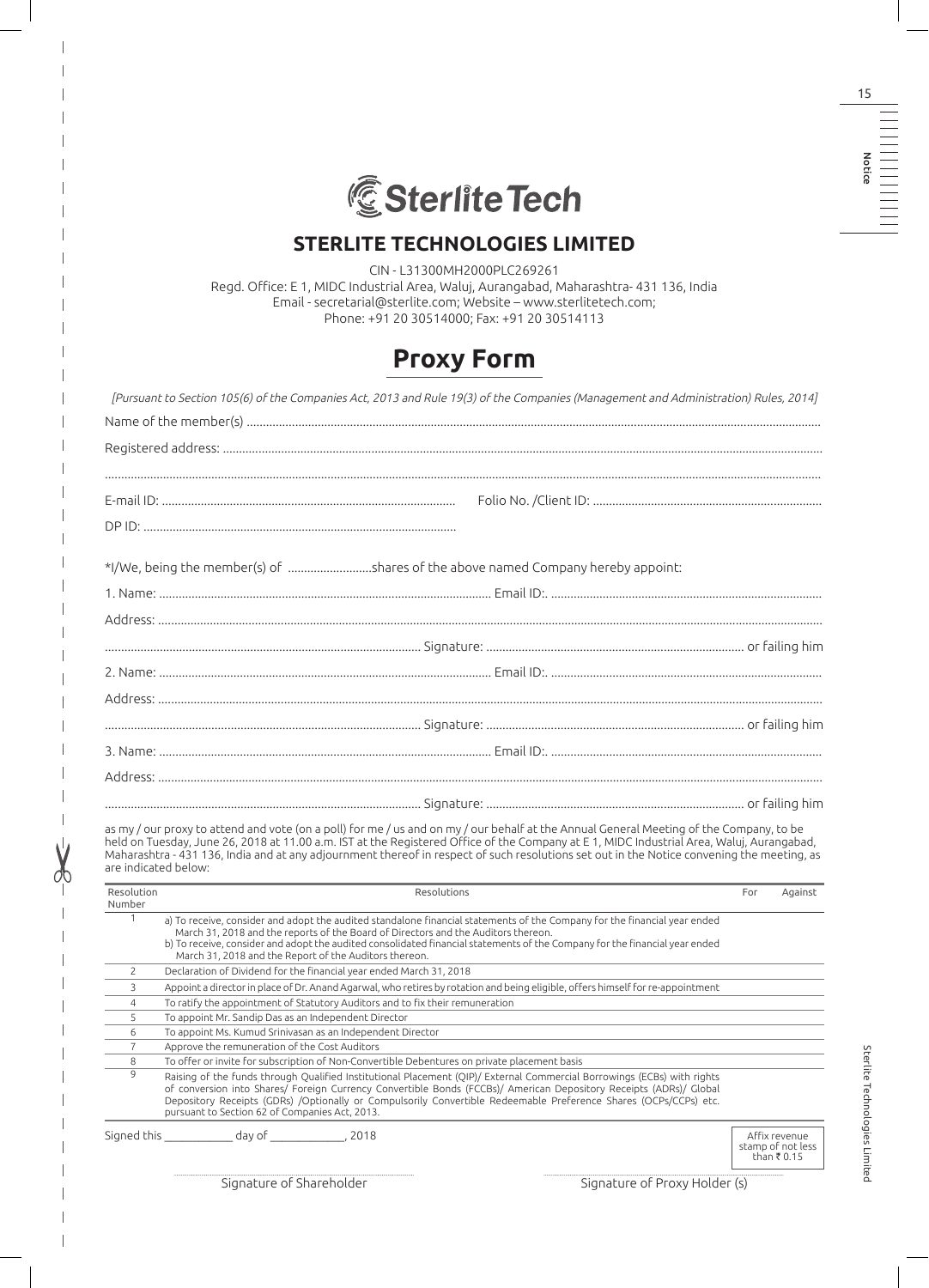# STERLITE TECHNOLOGIES LIMITED

CIN - L31300MH2000PLC269261
Regd. Office: E 1, MIDC Industrial Area, Waluj, Aurangabad, Maharashtra- 431 136, India
Email - secretarial@sterlite.com; Website – www.sterlitetech.com;
Phone: +91 20 30514000; Fax: +91 20 30514113

## Proxy Form

*[Pursuant to Section 105(6) of the Companies Act, 2013 and Rule 19(3) of the Companies (Management and Administration) Rules, 2014]*

Name of the member(s) ..........................................................................................................................................................

Registered address: ..............................................................................................................................................................

...................................................................................................................................................................................................

E-mail ID: .......................................................................................... Folio No. /Client ID: ....................................................................

DP ID: ..................................................................................................

*I/We, being the member(s) of ..........................shares of the above named Company hereby appoint:

1. Name: ....................................................................................................... Email ID:. ....................................................................................

Address: ..............................................................................................................................................................................................

.................................................................................................. Signature: ................................................................................. or failing him

2. Name: ....................................................................................................... Email ID:. ....................................................................................

Address: ..............................................................................................................................................................................................

.................................................................................................. Signature: ................................................................................. or failing him

3. Name: ....................................................................................................... Email ID:. ....................................................................................

Address: ..............................................................................................................................................................................................

.................................................................................................. Signature: ................................................................................. or failing him

as my / our proxy to attend and vote (on a poll) for me / us and on my / our behalf at the Annual General Meeting of the Company, to be held on Tuesday, June 26, 2018 at 11.00 a.m. IST at the Registered Office of the Company at E 1, MIDC Industrial Area, Waluj, Aurangabad, Maharashtra - 431 136, India and at any adjournment thereof in respect of such resolutions set out in the Notice convening the meeting, as are indicated below:

| Resolution Number | Resolutions | For | Against |
|---|---|---|---|
| 1 | a) To receive, consider and adopt the audited standalone financial statements of the Company for the financial year ended March 31, 2018 and the reports of the Board of Directors and the Auditors thereon.<br>b) To receive, consider and adopt the audited consolidated financial statements of the Company for the financial year ended March 31, 2018 and the Report of the Auditors thereon. | | |
| 2 | Declaration of Dividend for the financial year ended March 31, 2018 | | |
| 3 | Appoint a director in place of Dr. Anand Agarwal, who retires by rotation and being eligible, offers himself for re-appointment | | |
| 4 | To ratify the appointment of Statutory Auditors and to fix their remuneration | | |
| 5 | To appoint Mr. Sandip Das as an Independent Director | | |
| 6 | To appoint Ms. Kumud Srinivasan as an Independent Director | | |
| 7 | Approve the remuneration of the Cost Auditors | | |
| 8 | To offer or invite for subscription of Non-Convertible Debentures on private placement basis | | |
| 9 | Raising of the funds through Qualified Institutional Placement (QIP)/ External Commercial Borrowings (ECBs) with rights of conversion into Shares/ Foreign Currency Convertible Bonds (FCCBs)/ American Depository Receipts (ADRs)/ Global Depository Receipts (GDRs) /Optionally or Compulsorily Convertible Redeemable Preference Shares (OCPs/CCPs) etc. pursuant to Section 62 of Companies Act, 2013. | | |

Signed this ____________ day of _____________, 2018

Affix revenue stamp of not less than ₹ 0.15

Signature of Shareholder

Signature of Proxy Holder (s)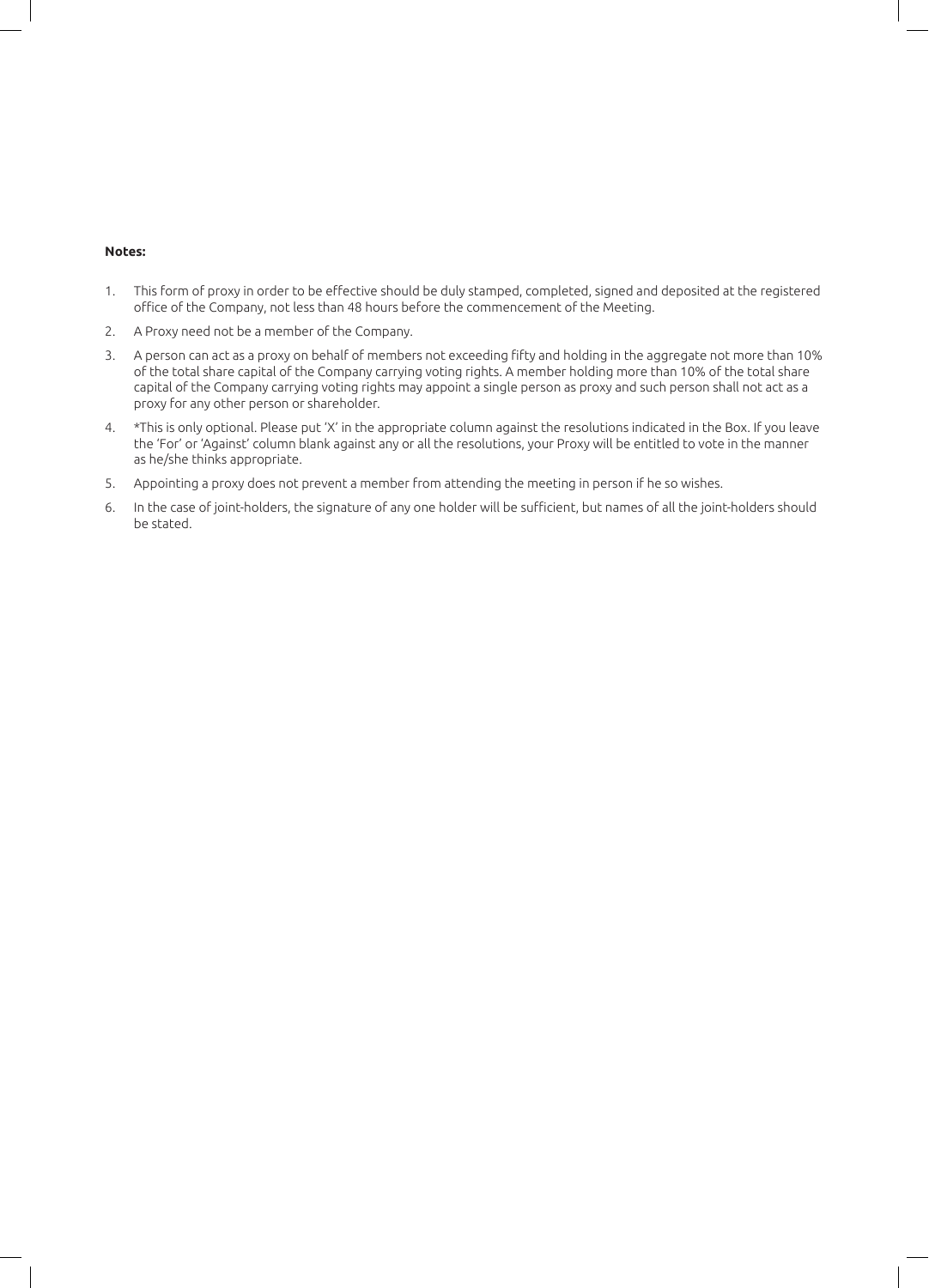**Notes:**

1. This form of proxy in order to be effective should be duly stamped, completed, signed and deposited at the registered office of the Company, not less than 48 hours before the commencement of the Meeting.
2. A Proxy need not be a member of the Company.
3. A person can act as a proxy on behalf of members not exceeding fifty and holding in the aggregate not more than 10% of the total share capital of the Company carrying voting rights. A member holding more than 10% of the total share capital of the Company carrying voting rights may appoint a single person as proxy and such person shall not act as a proxy for any other person or shareholder.
4. *This is only optional. Please put 'X' in the appropriate column against the resolutions indicated in the Box. If you leave the 'For' or 'Against' column blank against any or all the resolutions, your Proxy will be entitled to vote in the manner as he/she thinks appropriate.
5. Appointing a proxy does not prevent a member from attending the meeting in person if he so wishes.
6. In the case of joint-holders, the signature of any one holder will be sufficient, but names of all the joint-holders should be stated.